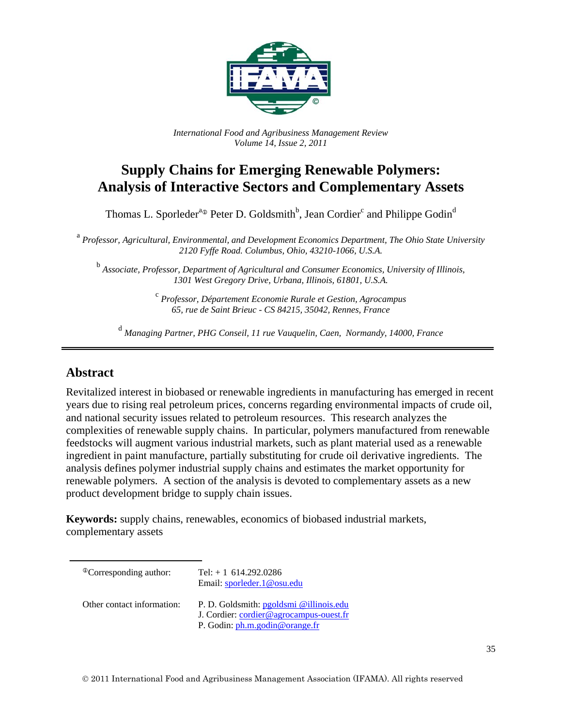*International Food and Agribusiness Management Review*
*Volume 14, Issue 2, 2011*

# Supply Chains for Emerging Renewable Polymers: Analysis of Interactive Sectors and Complementary Assets

Thomas L. Sporleder[a]① Peter D. Goldsmith[b], Jean Cordier[c] and Philippe Godin[d]

[a] *Professor, Agricultural, Environmental, and Development Economics Department, The Ohio State University 2120 Fyffe Road. Columbus, Ohio, 43210-1066, U.S.A.*

[b] *Associate, Professor, Department of Agricultural and Consumer Economics, University of Illinois, 1301 West Gregory Drive, Urbana, Illinois, 61801, U.S.A.*

[c] *Professor, Département Economie Rurale et Gestion, Agrocampus 65, rue de Saint Brieuc - CS 84215, 35042, Rennes, France*

[d] *Managing Partner, PHG Conseil, 11 rue Vauquelin, Caen, Normandy, 14000, France*

## Abstract

Revitalized interest in biobased or renewable ingredients in manufacturing has emerged in recent years due to rising real petroleum prices, concerns regarding environmental impacts of crude oil, and national security issues related to petroleum resources. This research analyzes the complexities of renewable supply chains. In particular, polymers manufactured from renewable feedstocks will augment various industrial markets, such as plant material used as a renewable ingredient in paint manufacture, partially substituting for crude oil derivative ingredients. The analysis defines polymer industrial supply chains and estimates the market opportunity for renewable polymers. A section of the analysis is devoted to complementary assets as a new product development bridge to supply chain issues.

**Keywords:** supply chains, renewables, economics of biobased industrial markets, complementary assets

---

| | |
|---|---|
| ①Corresponding author: | Tel: + 1 614.292.0286<br>Email: sporleder.1@osu.edu |
| Other contact information: | P. D. Goldsmith: pgoldsmi @illinois.edu<br>J. Cordier: cordier@agrocampus-ouest.fr<br>P. Godin: ph.m.godin@orange.fr |

© 2011 International Food and Agribusiness Management Association (IFAMA). All rights reserved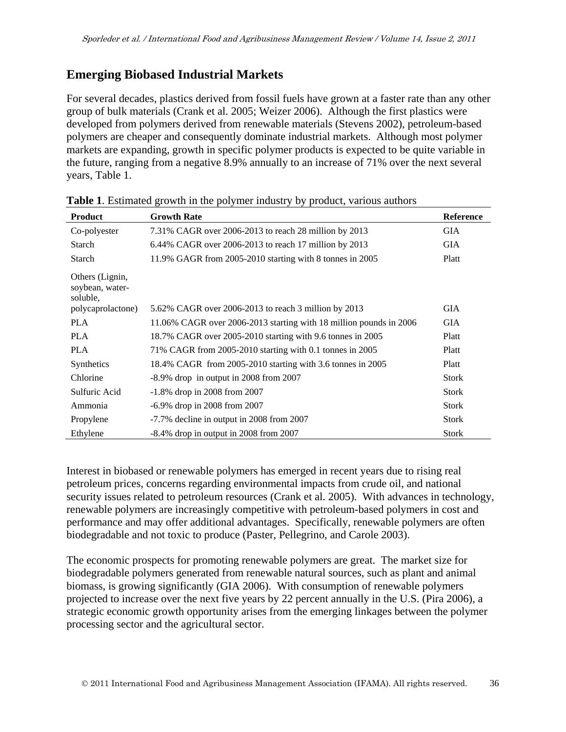## Emerging Biobased Industrial Markets

For several decades, plastics derived from fossil fuels have grown at a faster rate than any other group of bulk materials (Crank et al. 2005; Weizer 2006). Although the first plastics were developed from polymers derived from renewable materials (Stevens 2002), petroleum-based polymers are cheaper and consequently dominate industrial markets. Although most polymer markets are expanding, growth in specific polymer products is expected to be quite variable in the future, ranging from a negative 8.9% annually to an increase of 71% over the next several years, Table 1.

**Table 1**. Estimated growth in the polymer industry by product, various authors

| Product | Growth Rate | Reference |
|---|---|---|
| Co-polyester | 7.31% CAGR over 2006-2013 to reach 28 million by 2013 | GIA |
| Starch | 6.44% CAGR over 2006-2013 to reach 17 million by 2013 | GIA |
| Starch | 11.9% GAGR from 2005-2010 starting with 8 tonnes in 2005 | Platt |
| Others (Lignin, soybean, water-soluble, polycaprolactone) | 5.62% CAGR over 2006-2013 to reach 3 million by 2013 | GIA |
| PLA | 11.06% CAGR over 2006-2013 starting with 18 million pounds in 2006 | GIA |
| PLA | 18.7% CAGR over 2005-2010 starting with 9.6 tonnes in 2005 | Platt |
| PLA | 71% CAGR from 2005-2010 starting with 0.1 tonnes in 2005 | Platt |
| Synthetics | 18.4% CAGR from 2005-2010 starting with 3.6 tonnes in 2005 | Platt |
| Chlorine | -8.9% drop in output in 2008 from 2007 | Stork |
| Sulfuric Acid | -1.8% drop in 2008 from 2007 | Stork |
| Ammonia | -6.9% drop in 2008 from 2007 | Stork |
| Propylene | -7.7% decline in output in 2008 from 2007 | Stork |
| Ethylene | -8.4% drop in output in 2008 from 2007 | Stork |

Interest in biobased or renewable polymers has emerged in recent years due to rising real petroleum prices, concerns regarding environmental impacts from crude oil, and national security issues related to petroleum resources (Crank et al. 2005). With advances in technology, renewable polymers are increasingly competitive with petroleum-based polymers in cost and performance and may offer additional advantages. Specifically, renewable polymers are often biodegradable and not toxic to produce (Paster, Pellegrino, and Carole 2003).

The economic prospects for promoting renewable polymers are great. The market size for biodegradable polymers generated from renewable natural sources, such as plant and animal biomass, is growing significantly (GIA 2006). With consumption of renewable polymers projected to increase over the next five years by 22 percent annually in the U.S. (Pira 2006), a strategic economic growth opportunity arises from the emerging linkages between the polymer processing sector and the agricultural sector.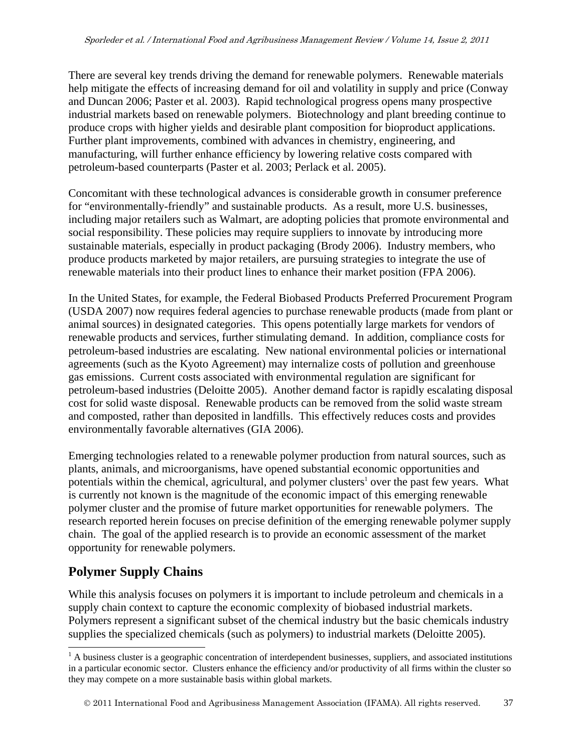There are several key trends driving the demand for renewable polymers. Renewable materials help mitigate the effects of increasing demand for oil and volatility in supply and price (Conway and Duncan 2006; Paster et al. 2003). Rapid technological progress opens many prospective industrial markets based on renewable polymers. Biotechnology and plant breeding continue to produce crops with higher yields and desirable plant composition for bioproduct applications. Further plant improvements, combined with advances in chemistry, engineering, and manufacturing, will further enhance efficiency by lowering relative costs compared with petroleum-based counterparts (Paster et al. 2003; Perlack et al. 2005).

Concomitant with these technological advances is considerable growth in consumer preference for "environmentally-friendly" and sustainable products. As a result, more U.S. businesses, including major retailers such as Walmart, are adopting policies that promote environmental and social responsibility. These policies may require suppliers to innovate by introducing more sustainable materials, especially in product packaging (Brody 2006). Industry members, who produce products marketed by major retailers, are pursuing strategies to integrate the use of renewable materials into their product lines to enhance their market position (FPA 2006).

In the United States, for example, the Federal Biobased Products Preferred Procurement Program (USDA 2007) now requires federal agencies to purchase renewable products (made from plant or animal sources) in designated categories. This opens potentially large markets for vendors of renewable products and services, further stimulating demand. In addition, compliance costs for petroleum-based industries are escalating. New national environmental policies or international agreements (such as the Kyoto Agreement) may internalize costs of pollution and greenhouse gas emissions. Current costs associated with environmental regulation are significant for petroleum-based industries (Deloitte 2005). Another demand factor is rapidly escalating disposal cost for solid waste disposal. Renewable products can be removed from the solid waste stream and composted, rather than deposited in landfills. This effectively reduces costs and provides environmentally favorable alternatives (GIA 2006).

Emerging technologies related to a renewable polymer production from natural sources, such as plants, animals, and microorganisms, have opened substantial economic opportunities and potentials within the chemical, agricultural, and polymer clusters[1] over the past few years. What is currently not known is the magnitude of the economic impact of this emerging renewable polymer cluster and the promise of future market opportunities for renewable polymers. The research reported herein focuses on precise definition of the emerging renewable polymer supply chain. The goal of the applied research is to provide an economic assessment of the market opportunity for renewable polymers.

## Polymer Supply Chains

While this analysis focuses on polymers it is important to include petroleum and chemicals in a supply chain context to capture the economic complexity of biobased industrial markets. Polymers represent a significant subset of the chemical industry but the basic chemicals industry supplies the specialized chemicals (such as polymers) to industrial markets (Deloitte 2005).

[1] A business cluster is a geographic concentration of interdependent businesses, suppliers, and associated institutions in a particular economic sector. Clusters enhance the efficiency and/or productivity of all firms within the cluster so they may compete on a more sustainable basis within global markets.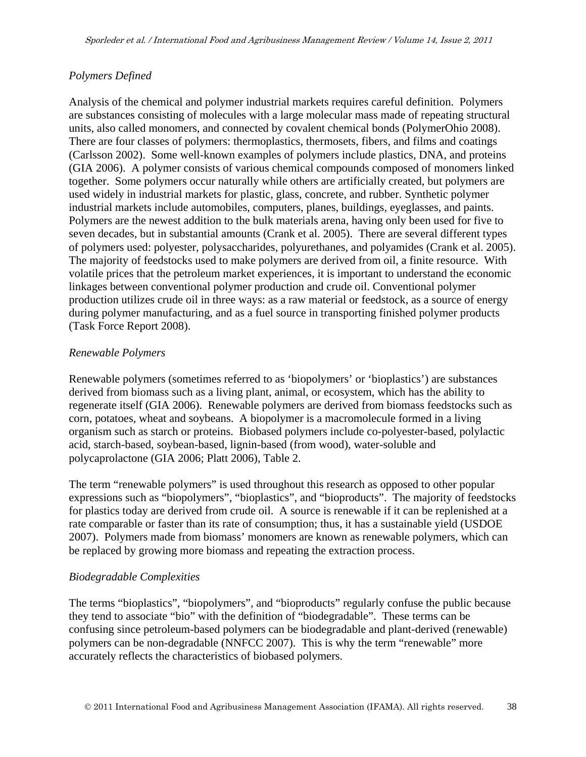### *Polymers Defined*

Analysis of the chemical and polymer industrial markets requires careful definition. Polymers are substances consisting of molecules with a large molecular mass made of repeating structural units, also called monomers, and connected by covalent chemical bonds (PolymerOhio 2008). There are four classes of polymers: thermoplastics, thermosets, fibers, and films and coatings (Carlsson 2002). Some well-known examples of polymers include plastics, DNA, and proteins (GIA 2006). A polymer consists of various chemical compounds composed of monomers linked together. Some polymers occur naturally while others are artificially created, but polymers are used widely in industrial markets for plastic, glass, concrete, and rubber. Synthetic polymer industrial markets include automobiles, computers, planes, buildings, eyeglasses, and paints. Polymers are the newest addition to the bulk materials arena, having only been used for five to seven decades, but in substantial amounts (Crank et al. 2005). There are several different types of polymers used: polyester, polysaccharides, polyurethanes, and polyamides (Crank et al. 2005). The majority of feedstocks used to make polymers are derived from oil, a finite resource. With volatile prices that the petroleum market experiences, it is important to understand the economic linkages between conventional polymer production and crude oil. Conventional polymer production utilizes crude oil in three ways: as a raw material or feedstock, as a source of energy during polymer manufacturing, and as a fuel source in transporting finished polymer products (Task Force Report 2008).

### *Renewable Polymers*

Renewable polymers (sometimes referred to as 'biopolymers' or 'bioplastics') are substances derived from biomass such as a living plant, animal, or ecosystem, which has the ability to regenerate itself (GIA 2006). Renewable polymers are derived from biomass feedstocks such as corn, potatoes, wheat and soybeans. A biopolymer is a macromolecule formed in a living organism such as starch or proteins. Biobased polymers include co-polyester-based, polylactic acid, starch-based, soybean-based, lignin-based (from wood), water-soluble and polycaprolactone (GIA 2006; Platt 2006), Table 2.

The term "renewable polymers" is used throughout this research as opposed to other popular expressions such as "biopolymers", "bioplastics", and "bioproducts". The majority of feedstocks for plastics today are derived from crude oil. A source is renewable if it can be replenished at a rate comparable or faster than its rate of consumption; thus, it has a sustainable yield (USDOE 2007). Polymers made from biomass' monomers are known as renewable polymers, which can be replaced by growing more biomass and repeating the extraction process.

### *Biodegradable Complexities*

The terms "bioplastics", "biopolymers", and "bioproducts" regularly confuse the public because they tend to associate "bio" with the definition of "biodegradable". These terms can be confusing since petroleum-based polymers can be biodegradable and plant-derived (renewable) polymers can be non-degradable (NNFCC 2007). This is why the term "renewable" more accurately reflects the characteristics of biobased polymers.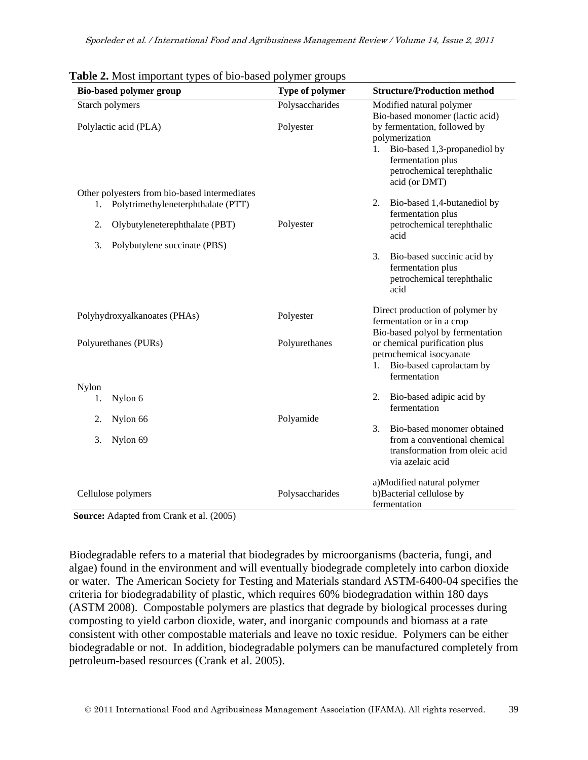**Table 2.** Most important types of bio-based polymer groups

| Bio-based polymer group | Type of polymer | Structure/Production method |
|---|---|---|
| Starch polymers | Polysaccharides | Modified natural polymer |
| Polylactic acid (PLA) | Polyester | Bio-based monomer (lactic acid) by fermentation, followed by polymerization |
| Other polyesters from bio-based intermediates<br>1. Polytrimethyleneterphthalate (PTT)<br>2. Olybutyleneterephthalate (PBT)<br>3. Polybutylene succinate (PBS) | Polyester | 1. Bio-based 1,3-propanediol by fermentation plus petrochemical terephthalic acid (or DMT)<br>2. Bio-based 1,4-butanediol by fermentation plus petrochemical terephthalic acid<br>3. Bio-based succinic acid by fermentation plus petrochemical terephthalic acid |
| Polyhydroxyalkanoates (PHAs) | Polyester | Direct production of polymer by fermentation or in a crop |
| Polyurethanes (PURs) | Polyurethanes | Bio-based polyol by fermentation or chemical purification plus petrochemical isocyanate |
| Nylon<br>1. Nylon 6<br>2. Nylon 66<br>3. Nylon 69 | Polyamide | 1. Bio-based caprolactam by fermentation<br>2. Bio-based adipic acid by fermentation<br>3. Bio-based monomer obtained from a conventional chemical transformation from oleic acid via azelaic acid |
| Cellulose polymers | Polysaccharides | a)Modified natural polymer<br>b)Bacterial cellulose by fermentation |

**Source:** Adapted from Crank et al. (2005)

Biodegradable refers to a material that biodegrades by microorganisms (bacteria, fungi, and algae) found in the environment and will eventually biodegrade completely into carbon dioxide or water. The American Society for Testing and Materials standard ASTM-6400-04 specifies the criteria for biodegradability of plastic, which requires 60% biodegradation within 180 days (ASTM 2008). Compostable polymers are plastics that degrade by biological processes during composting to yield carbon dioxide, water, and inorganic compounds and biomass at a rate consistent with other compostable materials and leave no toxic residue. Polymers can be either biodegradable or not. In addition, biodegradable polymers can be manufactured completely from petroleum-based resources (Crank et al. 2005).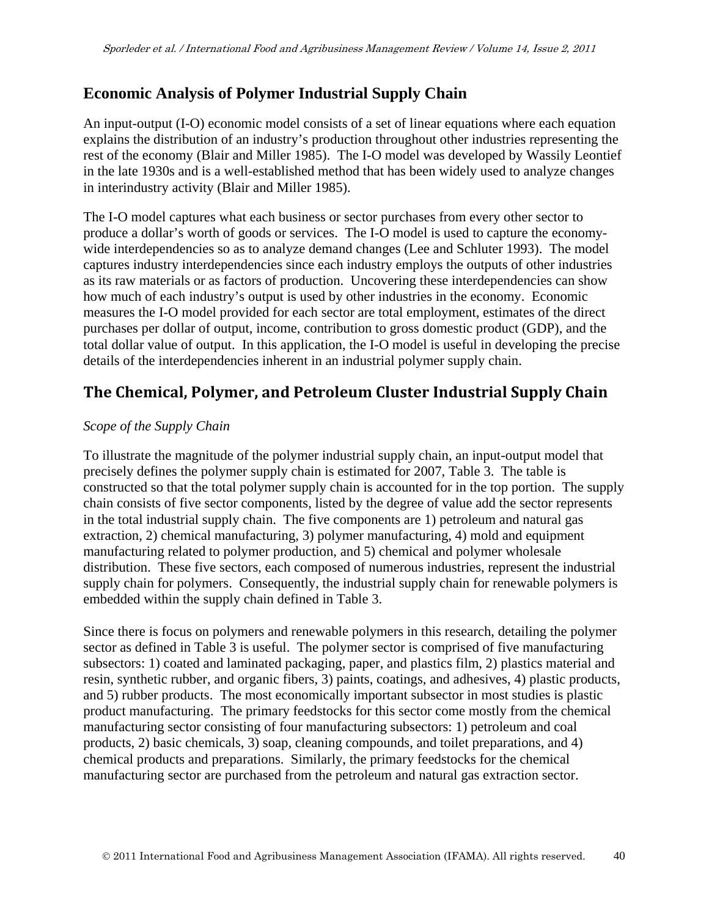## Economic Analysis of Polymer Industrial Supply Chain

An input-output (I-O) economic model consists of a set of linear equations where each equation explains the distribution of an industry's production throughout other industries representing the rest of the economy (Blair and Miller 1985). The I-O model was developed by Wassily Leontief in the late 1930s and is a well-established method that has been widely used to analyze changes in interindustry activity (Blair and Miller 1985).

The I-O model captures what each business or sector purchases from every other sector to produce a dollar's worth of goods or services. The I-O model is used to capture the economy-wide interdependencies so as to analyze demand changes (Lee and Schluter 1993). The model captures industry interdependencies since each industry employs the outputs of other industries as its raw materials or as factors of production. Uncovering these interdependencies can show how much of each industry's output is used by other industries in the economy. Economic measures the I-O model provided for each sector are total employment, estimates of the direct purchases per dollar of output, income, contribution to gross domestic product (GDP), and the total dollar value of output. In this application, the I-O model is useful in developing the precise details of the interdependencies inherent in an industrial polymer supply chain.

## The Chemical, Polymer, and Petroleum Cluster Industrial Supply Chain

*Scope of the Supply Chain*

To illustrate the magnitude of the polymer industrial supply chain, an input-output model that precisely defines the polymer supply chain is estimated for 2007, Table 3. The table is constructed so that the total polymer supply chain is accounted for in the top portion. The supply chain consists of five sector components, listed by the degree of value add the sector represents in the total industrial supply chain. The five components are 1) petroleum and natural gas extraction, 2) chemical manufacturing, 3) polymer manufacturing, 4) mold and equipment manufacturing related to polymer production, and 5) chemical and polymer wholesale distribution. These five sectors, each composed of numerous industries, represent the industrial supply chain for polymers. Consequently, the industrial supply chain for renewable polymers is embedded within the supply chain defined in Table 3.

Since there is focus on polymers and renewable polymers in this research, detailing the polymer sector as defined in Table 3 is useful. The polymer sector is comprised of five manufacturing subsectors: 1) coated and laminated packaging, paper, and plastics film, 2) plastics material and resin, synthetic rubber, and organic fibers, 3) paints, coatings, and adhesives, 4) plastic products, and 5) rubber products. The most economically important subsector in most studies is plastic product manufacturing. The primary feedstocks for this sector come mostly from the chemical manufacturing sector consisting of four manufacturing subsectors: 1) petroleum and coal products, 2) basic chemicals, 3) soap, cleaning compounds, and toilet preparations, and 4) chemical products and preparations. Similarly, the primary feedstocks for the chemical manufacturing sector are purchased from the petroleum and natural gas extraction sector.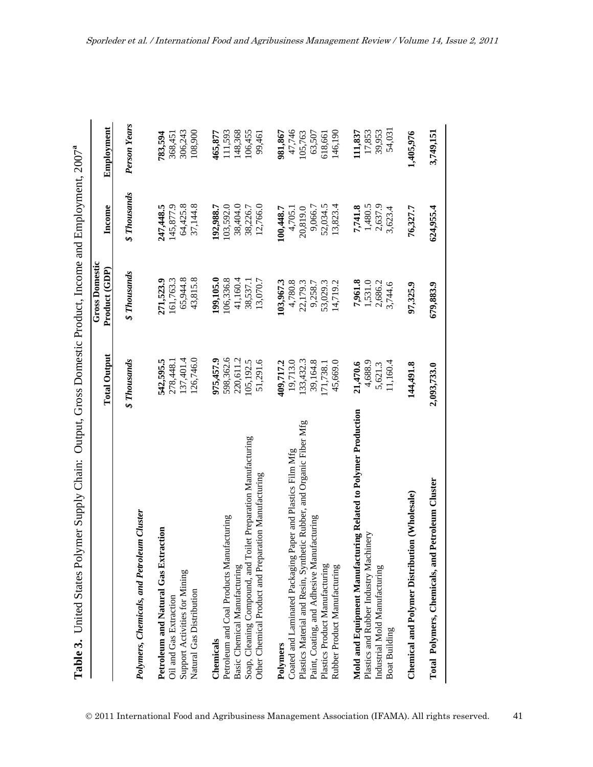**Table 3.** United States Polymer Supply Chain: Output, Gross Domestic Product, Income and Employment, 2007[a]

| | Total Output | Gross Domestic Product (GDP) | Income | Employment |
|---|---|---|---|---|
| | *$ Thousands* | *$ Thousands* | *$ Thousands* | *Person Years* |
| ***Polymers, Chemicals, and Petroleum Cluster*** | | | | |
| **Petroleum and Natural Gas Extraction** | **542,595.5** | **271,523.9** | **247,448.5** | **783,594** |
| Oil and Gas Extraction | 278,448.1 | 161,763.3 | 145,877.9 | 368,451 |
| Support Activities for Mining | 137,401.4 | 65,944.8 | 64,425.8 | 306,243 |
| Natural Gas Distribution | 126,746.0 | 43,815.8 | 37,144.8 | 108,900 |
| **Chemicals** | **975,457.9** | **199,105.0** | **192,988.7** | **465,877** |
| Petroleum and Coal Products Manufacturing | 598,362.6 | 106,336.8 | 103,592.0 | 111,593 |
| Basic Chemical Manufacturing | 220,611.2 | 41,160.4 | 38,404.0 | 148,368 |
| Soap, Cleaning Compound, and Toilet Preparation Manufacturing | 105,192.5 | 38,537.1 | 38,226.7 | 106,455 |
| Other Chemical Product and Preparation Manufacturing | 51,291.6 | 13,070.7 | 12,766.0 | 99,461 |
| **Polymers** | **409,717.2** | **103,967.3** | **100,448.7** | **981,867** |
| Coated and Laminated Packaging Paper and Plastics Film Mfg | 19,713.0 | 4,780.8 | 4,705.1 | 47,746 |
| Plastics Material and Resin, Synthetic Rubber, and Organic Fiber Mfg | 133,432.3 | 22,179.3 | 20,819.0 | 105,763 |
| Paint, Coating, and Adhesive Manufacturing | 39,164.8 | 9,258.7 | 9,066.7 | 63,507 |
| Plastics Product Manufacturing | 171,738.1 | 53,029.3 | 52,034.5 | 618,661 |
| Rubber Product Manufacturing | 45,669.0 | 14,719.2 | 13,823.4 | 146,190 |
| **Mold and Equipment Manufacturing Related to Polymer Production** | **21,470.6** | **7,961.8** | **7,741.8** | **111,837** |
| Plastics and Rubber Industry Machinery | 4,688.9 | 1,531.0 | 1,480.5 | 17,853 |
| Industrial Mold Manufacturing | 5,621.3 | 2,686.2 | 2,637.9 | 39,953 |
| Boat Building | 11,160.4 | 3,744.6 | 3,623.4 | 54,031 |
| **Chemical and Polymer Distribution (Wholesale)** | **144,491.8** | **97,325.9** | **76,327.7** | **1,405,976** |
| **Total Polymers, Chemicals, and Petroleum Cluster** | **2,093,733.0** | **679,883.9** | **624,955.4** | **3,749,151** |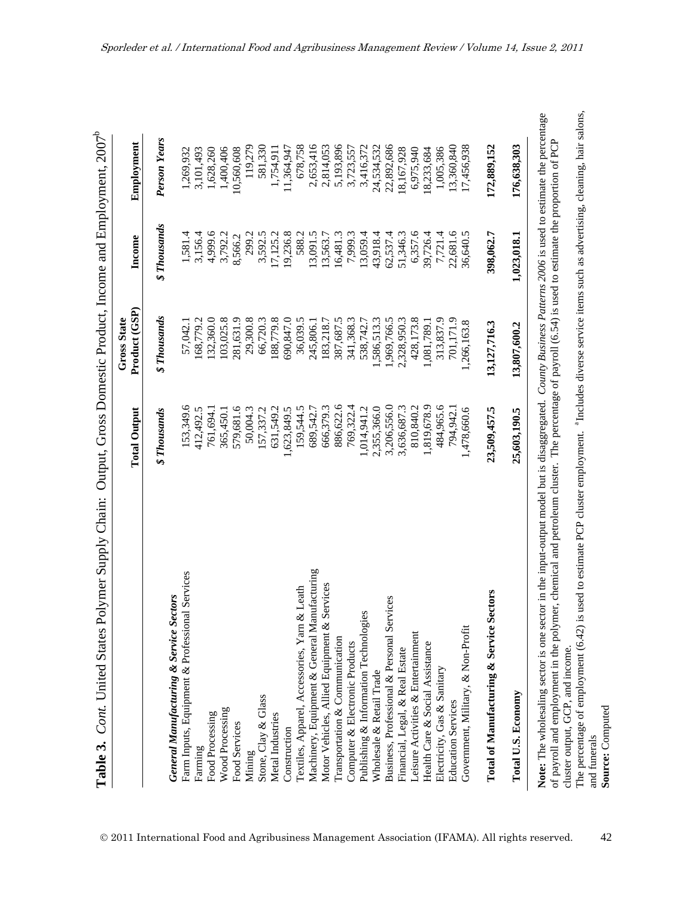**Table 3.** *Cont.* United States Polymer Supply Chain: Output, Gross Domestic Product, Income and Employment, 2007[b]

| | Total Output | Gross State Product (GSP) | Income | Employment |
|---|---|---|---|---|
| | *$ Thousands* | *$ Thousands* | *$ Thousands* | *Person Years* |
| ***General Manufacturing & Service Sectors*** | | | | |
| Farm Inputs, Equipment & Professional Services | 153,349.6 | 57,042.1 | 1,581.4 | 1,269,932 |
| Farming | 412,492.5 | 168,779.2 | 3,156.4 | 3,101,493 |
| Food Processing | 761,694.1 | 132,360.0 | 4,999.6 | 1,628,260 |
| Wood Processing | 365,450.1 | 103,025.8 | 3,792.2 | 1,400,406 |
| Food Services | 579,681.6 | 281,631.9 | 8,566.2 | 10,560,608 |
| Mining | 50,004.3 | 29,300.8 | 299.2 | 119,279 |
| Stone, Clay & Glass | 157,337.2 | 66,720.3 | 3,592.5 | 581,330 |
| Metal Industries | 631,549.2 | 188,779.8 | 17,125.2 | 1,754,911 |
| Construction | 1,623,849.5 | 690,847.0 | 19,236.8 | 11,364,947 |
| Textiles, Apparel, Accessories, Yarn & Leath | 159,544.5 | 36,039.5 | 588.2 | 678,758 |
| Machinery, Equipment & General Manufacturing | 689,542.7 | 245,806.1 | 13,091.5 | 2,653,416 |
| Motor Vehicles, Allied Equipment & Services | 666,379.3 | 183,218.7 | 13,563.7 | 2,814,053 |
| Transportation & Communication | 886,622.6 | 387,687.5 | 16,481.3 | 5,193,896 |
| Computer & Electronic Products | 769,322.4 | 341,368.3 | 7,999.3 | 3,723,557 |
| Publishing & Information Technologies | 1,014,941.2 | 538,742.7 | 13,059.4 | 3,416,372 |
| Wholesale & Retail Trade | 2,355,366.0 | 1,586,513.3 | 43,918.4 | 24,534,532 |
| Business, Professional & Personal Services | 3,206,556.0 | 1,969,766.5 | 62,537.4 | 22,892,686 |
| Financial, Legal, & Real Estate | 3,636,687.3 | 2,328,950.3 | 51,346.3 | 18,167,928 |
| Leisure Activities & Entertainment | 810,840.2 | 428,173.8 | 6,357.6 | 6,975,940 |
| Health Care & Social Assistance | 1,819,678.9 | 1,081,789.1 | 39,726.4 | 18,233,684 |
| Electricity, Gas & Sanitary | 484,965.6 | 313,837.9 | 7,721.4 | 1,005,386 |
| Education Services | 794,942.1 | 701,171.9 | 22,681.6 | 13,360,840 |
| Government, Military, & Non-Profit | 1,478,660.6 | 1,266,163.8 | 36,640.5 | 17,456,938 |
| **Total of Manufacturing & Service Sectors** | **23,509,457.5** | **13,127,716.3** | **398,062.7** | **172,889,152** |
| **Total U.S. Economy** | **25,603,190.5** | **13,807,600.2** | **1,023,018.1** | **176,638,303** |

**Note:** The wholesaling sector is one sector in the input-output model but is disaggregated. *County Business Patterns 2006* is used to estimate the percentage of payroll and employment in the polymer, chemical and petroleum cluster. The percentage of payroll (6.54) is used to estimate the proportion of PCP cluster output, GCP, and income.

The percentage of employment (6.42) is used to estimate PCP cluster employment. [a]Includes diverse service items such as advertising, cleaning, hair salons, and funerals

**Source:** Computed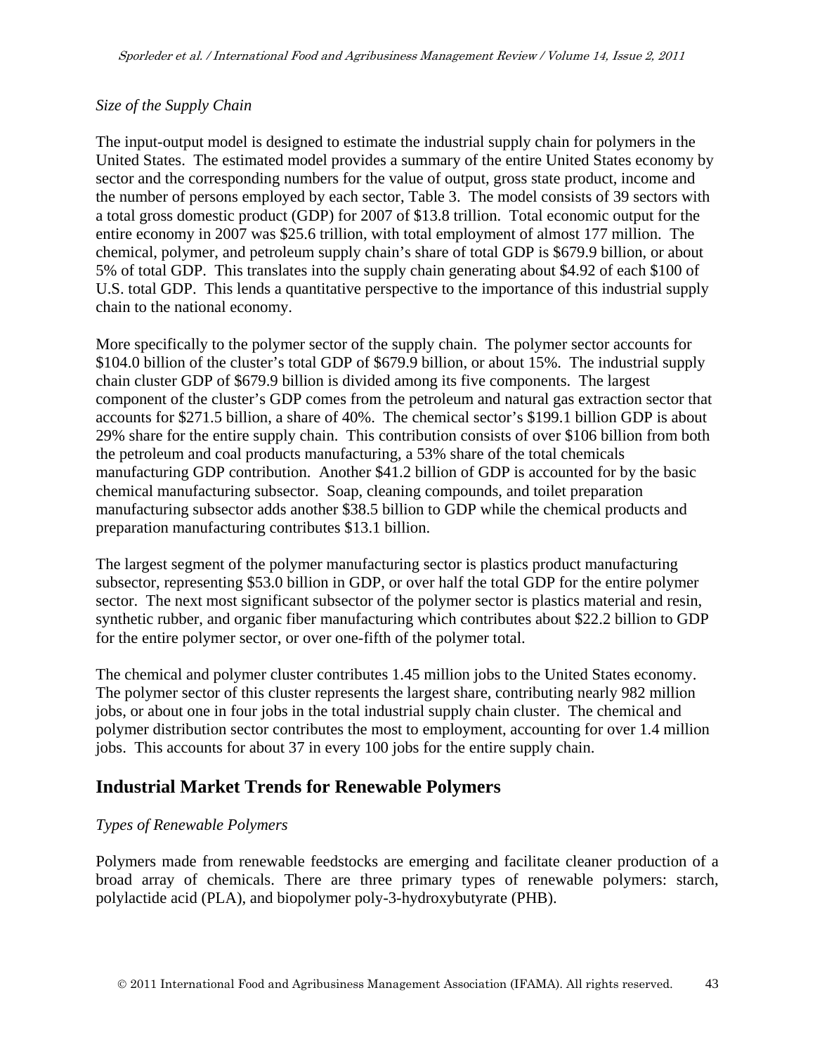*Size of the Supply Chain*

The input-output model is designed to estimate the industrial supply chain for polymers in the United States. The estimated model provides a summary of the entire United States economy by sector and the corresponding numbers for the value of output, gross state product, income and the number of persons employed by each sector, Table 3. The model consists of 39 sectors with a total gross domestic product (GDP) for 2007 of $13.8 trillion. Total economic output for the entire economy in 2007 was $25.6 trillion, with total employment of almost 177 million. The chemical, polymer, and petroleum supply chain's share of total GDP is $679.9 billion, or about 5% of total GDP. This translates into the supply chain generating about $4.92 of each $100 of U.S. total GDP. This lends a quantitative perspective to the importance of this industrial supply chain to the national economy.

More specifically to the polymer sector of the supply chain. The polymer sector accounts for $104.0 billion of the cluster's total GDP of $679.9 billion, or about 15%. The industrial supply chain cluster GDP of $679.9 billion is divided among its five components. The largest component of the cluster's GDP comes from the petroleum and natural gas extraction sector that accounts for $271.5 billion, a share of 40%. The chemical sector's $199.1 billion GDP is about 29% share for the entire supply chain. This contribution consists of over $106 billion from both the petroleum and coal products manufacturing, a 53% share of the total chemicals manufacturing GDP contribution. Another $41.2 billion of GDP is accounted for by the basic chemical manufacturing subsector. Soap, cleaning compounds, and toilet preparation manufacturing subsector adds another $38.5 billion to GDP while the chemical products and preparation manufacturing contributes $13.1 billion.

The largest segment of the polymer manufacturing sector is plastics product manufacturing subsector, representing $53.0 billion in GDP, or over half the total GDP for the entire polymer sector. The next most significant subsector of the polymer sector is plastics material and resin, synthetic rubber, and organic fiber manufacturing which contributes about $22.2 billion to GDP for the entire polymer sector, or over one-fifth of the polymer total.

The chemical and polymer cluster contributes 1.45 million jobs to the United States economy. The polymer sector of this cluster represents the largest share, contributing nearly 982 million jobs, or about one in four jobs in the total industrial supply chain cluster. The chemical and polymer distribution sector contributes the most to employment, accounting for over 1.4 million jobs. This accounts for about 37 in every 100 jobs for the entire supply chain.

## Industrial Market Trends for Renewable Polymers

*Types of Renewable Polymers*

Polymers made from renewable feedstocks are emerging and facilitate cleaner production of a broad array of chemicals. There are three primary types of renewable polymers: starch, polylactide acid (PLA), and biopolymer poly-3-hydroxybutyrate (PHB).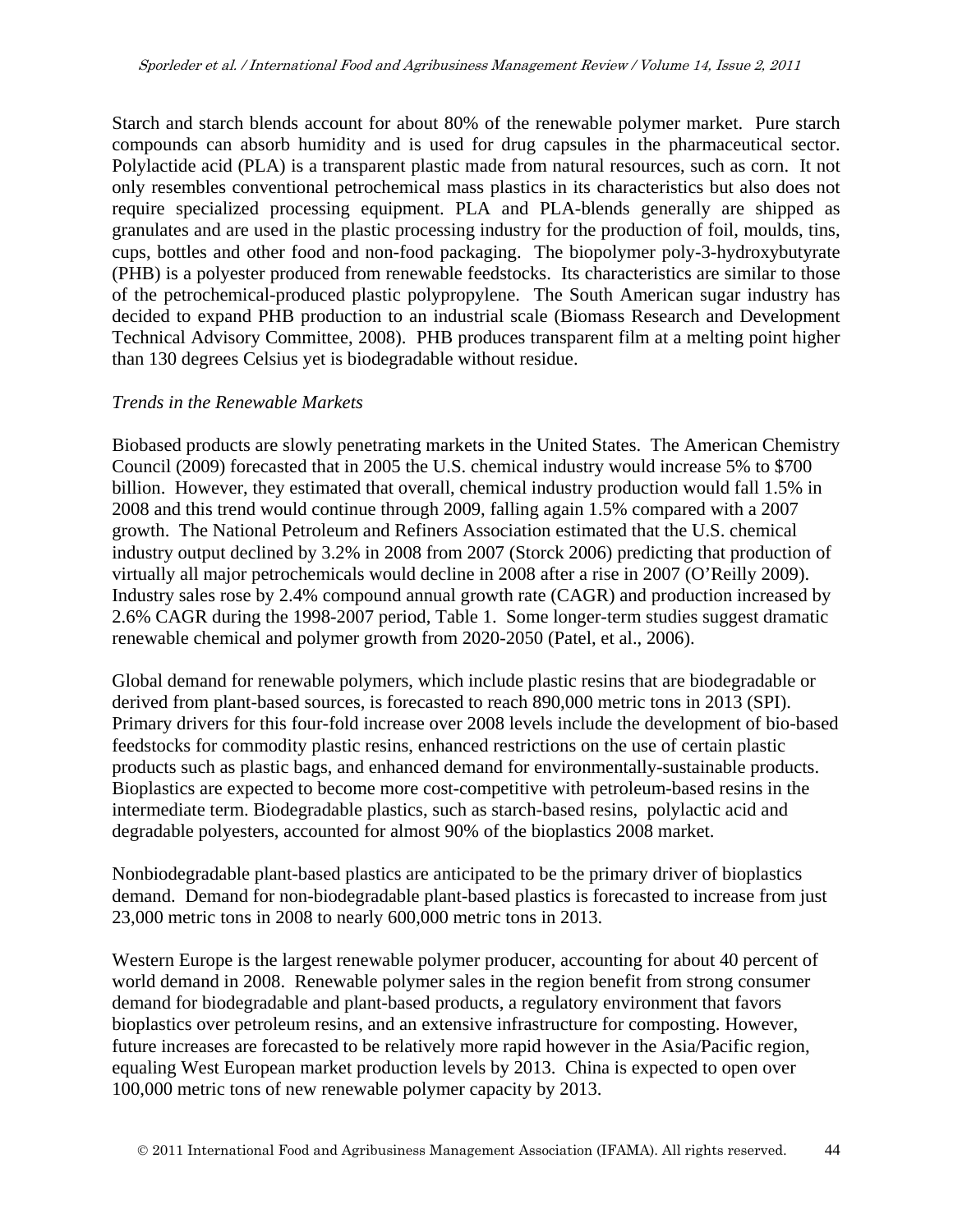Starch and starch blends account for about 80% of the renewable polymer market. Pure starch compounds can absorb humidity and is used for drug capsules in the pharmaceutical sector. Polylactide acid (PLA) is a transparent plastic made from natural resources, such as corn. It not only resembles conventional petrochemical mass plastics in its characteristics but also does not require specialized processing equipment. PLA and PLA-blends generally are shipped as granulates and are used in the plastic processing industry for the production of foil, moulds, tins, cups, bottles and other food and non-food packaging. The biopolymer poly-3-hydroxybutyrate (PHB) is a polyester produced from renewable feedstocks. Its characteristics are similar to those of the petrochemical-produced plastic polypropylene. The South American sugar industry has decided to expand PHB production to an industrial scale (Biomass Research and Development Technical Advisory Committee, 2008). PHB produces transparent film at a melting point higher than 130 degrees Celsius yet is biodegradable without residue.

*Trends in the Renewable Markets*

Biobased products are slowly penetrating markets in the United States. The American Chemistry Council (2009) forecasted that in 2005 the U.S. chemical industry would increase 5% to $700 billion. However, they estimated that overall, chemical industry production would fall 1.5% in 2008 and this trend would continue through 2009, falling again 1.5% compared with a 2007 growth. The National Petroleum and Refiners Association estimated that the U.S. chemical industry output declined by 3.2% in 2008 from 2007 (Storck 2006) predicting that production of virtually all major petrochemicals would decline in 2008 after a rise in 2007 (O'Reilly 2009). Industry sales rose by 2.4% compound annual growth rate (CAGR) and production increased by 2.6% CAGR during the 1998-2007 period, Table 1. Some longer-term studies suggest dramatic renewable chemical and polymer growth from 2020-2050 (Patel, et al., 2006).

Global demand for renewable polymers, which include plastic resins that are biodegradable or derived from plant-based sources, is forecasted to reach 890,000 metric tons in 2013 (SPI). Primary drivers for this four-fold increase over 2008 levels include the development of bio-based feedstocks for commodity plastic resins, enhanced restrictions on the use of certain plastic products such as plastic bags, and enhanced demand for environmentally-sustainable products. Bioplastics are expected to become more cost-competitive with petroleum-based resins in the intermediate term. Biodegradable plastics, such as starch-based resins, polylactic acid and degradable polyesters, accounted for almost 90% of the bioplastics 2008 market.

Nonbiodegradable plant-based plastics are anticipated to be the primary driver of bioplastics demand. Demand for non-biodegradable plant-based plastics is forecasted to increase from just 23,000 metric tons in 2008 to nearly 600,000 metric tons in 2013.

Western Europe is the largest renewable polymer producer, accounting for about 40 percent of world demand in 2008. Renewable polymer sales in the region benefit from strong consumer demand for biodegradable and plant-based products, a regulatory environment that favors bioplastics over petroleum resins, and an extensive infrastructure for composting. However, future increases are forecasted to be relatively more rapid however in the Asia/Pacific region, equaling West European market production levels by 2013. China is expected to open over 100,000 metric tons of new renewable polymer capacity by 2013.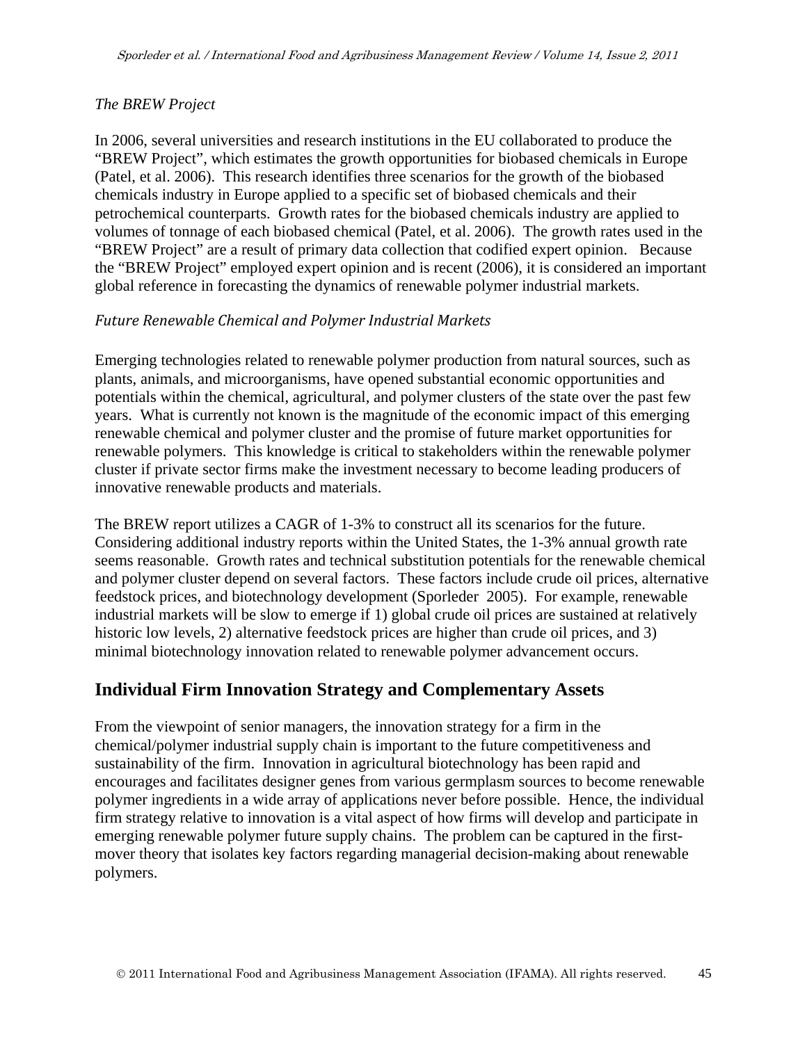*The BREW Project*

In 2006, several universities and research institutions in the EU collaborated to produce the "BREW Project", which estimates the growth opportunities for biobased chemicals in Europe (Patel, et al. 2006). This research identifies three scenarios for the growth of the biobased chemicals industry in Europe applied to a specific set of biobased chemicals and their petrochemical counterparts. Growth rates for the biobased chemicals industry are applied to volumes of tonnage of each biobased chemical (Patel, et al. 2006). The growth rates used in the "BREW Project" are a result of primary data collection that codified expert opinion. Because the "BREW Project" employed expert opinion and is recent (2006), it is considered an important global reference in forecasting the dynamics of renewable polymer industrial markets.

*Future Renewable Chemical and Polymer Industrial Markets*

Emerging technologies related to renewable polymer production from natural sources, such as plants, animals, and microorganisms, have opened substantial economic opportunities and potentials within the chemical, agricultural, and polymer clusters of the state over the past few years. What is currently not known is the magnitude of the economic impact of this emerging renewable chemical and polymer cluster and the promise of future market opportunities for renewable polymers. This knowledge is critical to stakeholders within the renewable polymer cluster if private sector firms make the investment necessary to become leading producers of innovative renewable products and materials.

The BREW report utilizes a CAGR of 1-3% to construct all its scenarios for the future. Considering additional industry reports within the United States, the 1-3% annual growth rate seems reasonable. Growth rates and technical substitution potentials for the renewable chemical and polymer cluster depend on several factors. These factors include crude oil prices, alternative feedstock prices, and biotechnology development (Sporleder 2005). For example, renewable industrial markets will be slow to emerge if 1) global crude oil prices are sustained at relatively historic low levels, 2) alternative feedstock prices are higher than crude oil prices, and 3) minimal biotechnology innovation related to renewable polymer advancement occurs.

## Individual Firm Innovation Strategy and Complementary Assets

From the viewpoint of senior managers, the innovation strategy for a firm in the chemical/polymer industrial supply chain is important to the future competitiveness and sustainability of the firm. Innovation in agricultural biotechnology has been rapid and encourages and facilitates designer genes from various germplasm sources to become renewable polymer ingredients in a wide array of applications never before possible. Hence, the individual firm strategy relative to innovation is a vital aspect of how firms will develop and participate in emerging renewable polymer future supply chains. The problem can be captured in the first-mover theory that isolates key factors regarding managerial decision-making about renewable polymers.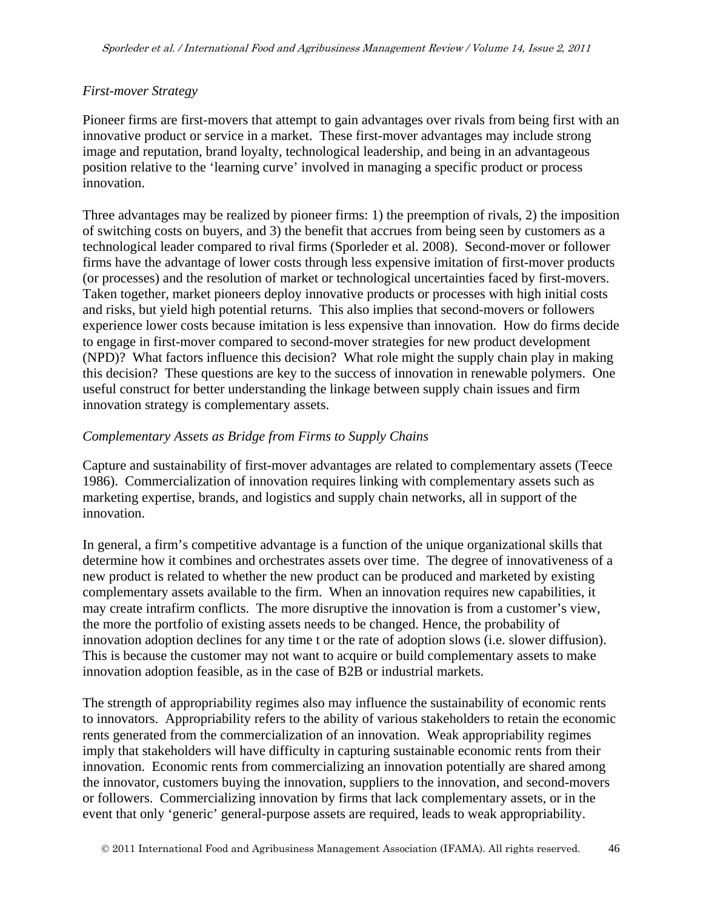*First-mover Strategy*

Pioneer firms are first-movers that attempt to gain advantages over rivals from being first with an innovative product or service in a market. These first-mover advantages may include strong image and reputation, brand loyalty, technological leadership, and being in an advantageous position relative to the 'learning curve' involved in managing a specific product or process innovation.

Three advantages may be realized by pioneer firms: 1) the preemption of rivals, 2) the imposition of switching costs on buyers, and 3) the benefit that accrues from being seen by customers as a technological leader compared to rival firms (Sporleder et al. 2008). Second-mover or follower firms have the advantage of lower costs through less expensive imitation of first-mover products (or processes) and the resolution of market or technological uncertainties faced by first-movers. Taken together, market pioneers deploy innovative products or processes with high initial costs and risks, but yield high potential returns. This also implies that second-movers or followers experience lower costs because imitation is less expensive than innovation. How do firms decide to engage in first-mover compared to second-mover strategies for new product development (NPD)? What factors influence this decision? What role might the supply chain play in making this decision? These questions are key to the success of innovation in renewable polymers. One useful construct for better understanding the linkage between supply chain issues and firm innovation strategy is complementary assets.

*Complementary Assets as Bridge from Firms to Supply Chains*

Capture and sustainability of first-mover advantages are related to complementary assets (Teece 1986). Commercialization of innovation requires linking with complementary assets such as marketing expertise, brands, and logistics and supply chain networks, all in support of the innovation.

In general, a firm's competitive advantage is a function of the unique organizational skills that determine how it combines and orchestrates assets over time. The degree of innovativeness of a new product is related to whether the new product can be produced and marketed by existing complementary assets available to the firm. When an innovation requires new capabilities, it may create intrafirm conflicts. The more disruptive the innovation is from a customer's view, the more the portfolio of existing assets needs to be changed. Hence, the probability of innovation adoption declines for any time t or the rate of adoption slows (i.e. slower diffusion). This is because the customer may not want to acquire or build complementary assets to make innovation adoption feasible, as in the case of B2B or industrial markets.

The strength of appropriability regimes also may influence the sustainability of economic rents to innovators. Appropriability refers to the ability of various stakeholders to retain the economic rents generated from the commercialization of an innovation. Weak appropriability regimes imply that stakeholders will have difficulty in capturing sustainable economic rents from their innovation. Economic rents from commercializing an innovation potentially are shared among the innovator, customers buying the innovation, suppliers to the innovation, and second-movers or followers. Commercializing innovation by firms that lack complementary assets, or in the event that only 'generic' general-purpose assets are required, leads to weak appropriability.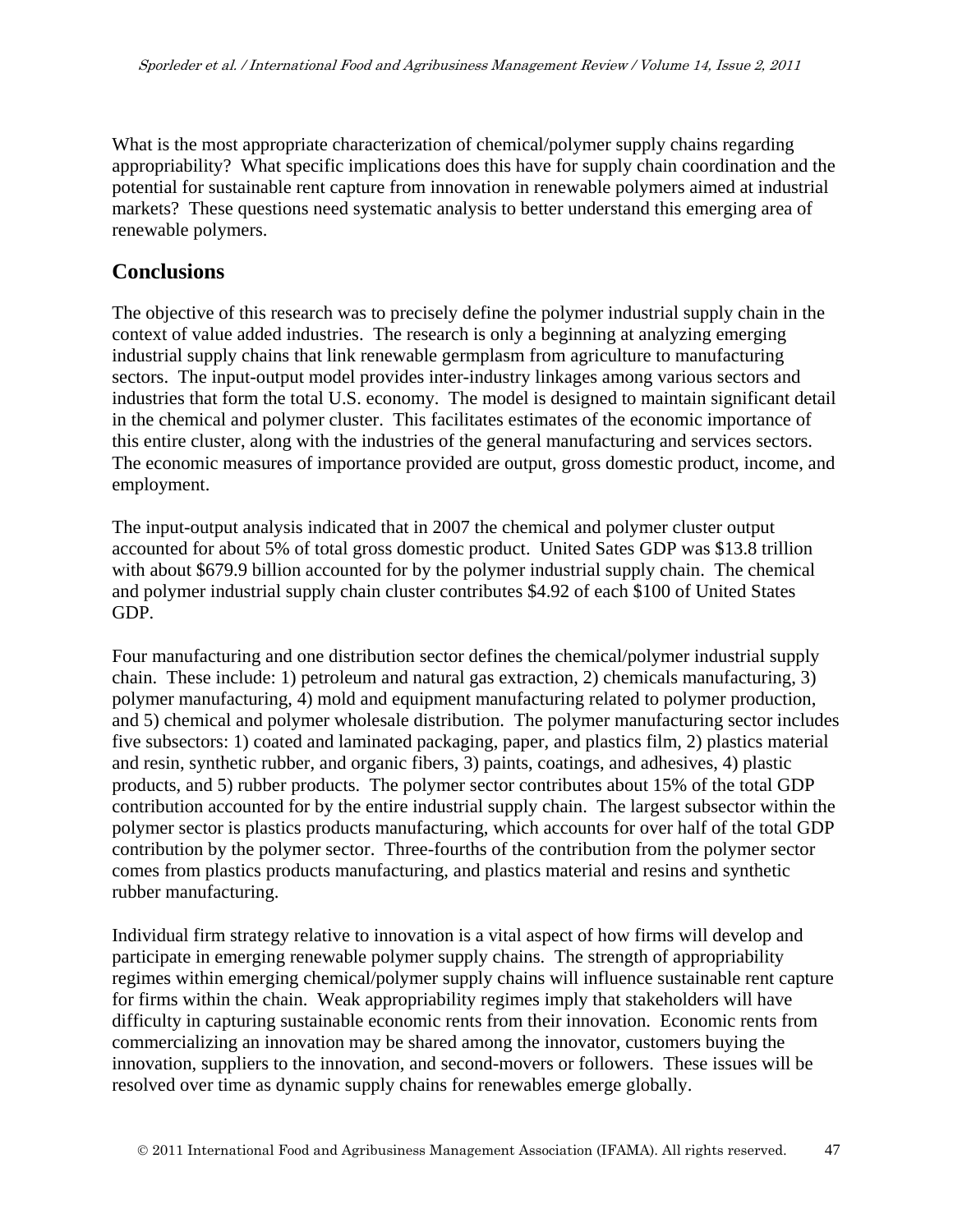What is the most appropriate characterization of chemical/polymer supply chains regarding appropriability? What specific implications does this have for supply chain coordination and the potential for sustainable rent capture from innovation in renewable polymers aimed at industrial markets? These questions need systematic analysis to better understand this emerging area of renewable polymers.

## Conclusions

The objective of this research was to precisely define the polymer industrial supply chain in the context of value added industries. The research is only a beginning at analyzing emerging industrial supply chains that link renewable germplasm from agriculture to manufacturing sectors. The input-output model provides inter-industry linkages among various sectors and industries that form the total U.S. economy. The model is designed to maintain significant detail in the chemical and polymer cluster. This facilitates estimates of the economic importance of this entire cluster, along with the industries of the general manufacturing and services sectors. The economic measures of importance provided are output, gross domestic product, income, and employment.

The input-output analysis indicated that in 2007 the chemical and polymer cluster output accounted for about 5% of total gross domestic product. United Sates GDP was $13.8 trillion with about $679.9 billion accounted for by the polymer industrial supply chain. The chemical and polymer industrial supply chain cluster contributes $4.92 of each $100 of United States GDP.

Four manufacturing and one distribution sector defines the chemical/polymer industrial supply chain. These include: 1) petroleum and natural gas extraction, 2) chemicals manufacturing, 3) polymer manufacturing, 4) mold and equipment manufacturing related to polymer production, and 5) chemical and polymer wholesale distribution. The polymer manufacturing sector includes five subsectors: 1) coated and laminated packaging, paper, and plastics film, 2) plastics material and resin, synthetic rubber, and organic fibers, 3) paints, coatings, and adhesives, 4) plastic products, and 5) rubber products. The polymer sector contributes about 15% of the total GDP contribution accounted for by the entire industrial supply chain. The largest subsector within the polymer sector is plastics products manufacturing, which accounts for over half of the total GDP contribution by the polymer sector. Three-fourths of the contribution from the polymer sector comes from plastics products manufacturing, and plastics material and resins and synthetic rubber manufacturing.

Individual firm strategy relative to innovation is a vital aspect of how firms will develop and participate in emerging renewable polymer supply chains. The strength of appropriability regimes within emerging chemical/polymer supply chains will influence sustainable rent capture for firms within the chain. Weak appropriability regimes imply that stakeholders will have difficulty in capturing sustainable economic rents from their innovation. Economic rents from commercializing an innovation may be shared among the innovator, customers buying the innovation, suppliers to the innovation, and second-movers or followers. These issues will be resolved over time as dynamic supply chains for renewables emerge globally.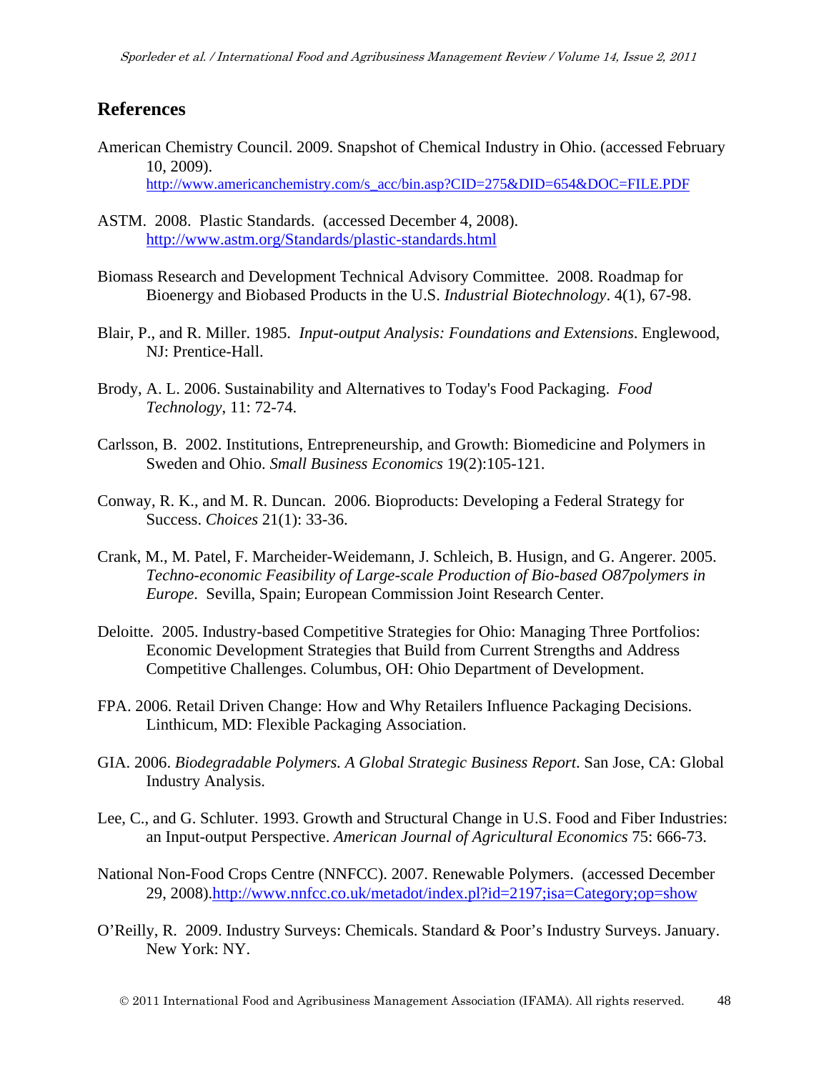## References

American Chemistry Council. 2009. Snapshot of Chemical Industry in Ohio. (accessed February 10, 2009). http://www.americanchemistry.com/s_acc/bin.asp?CID=275&DID=654&DOC=FILE.PDF

ASTM. 2008. Plastic Standards. (accessed December 4, 2008). http://www.astm.org/Standards/plastic-standards.html

Biomass Research and Development Technical Advisory Committee. 2008. Roadmap for Bioenergy and Biobased Products in the U.S. *Industrial Biotechnology*. 4(1), 67-98.

Blair, P., and R. Miller. 1985. *Input-output Analysis: Foundations and Extensions*. Englewood, NJ: Prentice-Hall.

Brody, A. L. 2006. Sustainability and Alternatives to Today's Food Packaging. *Food Technology*, 11: 72-74.

Carlsson, B. 2002. Institutions, Entrepreneurship, and Growth: Biomedicine and Polymers in Sweden and Ohio. *Small Business Economics* 19(2):105-121.

Conway, R. K., and M. R. Duncan. 2006. Bioproducts: Developing a Federal Strategy for Success. *Choices* 21(1): 33-36.

Crank, M., M. Patel, F. Marcheider-Weidemann, J. Schleich, B. Husign, and G. Angerer. 2005. *Techno-economic Feasibility of Large-scale Production of Bio-based O87polymers in Europe*. Sevilla, Spain; European Commission Joint Research Center.

Deloitte. 2005. Industry-based Competitive Strategies for Ohio: Managing Three Portfolios: Economic Development Strategies that Build from Current Strengths and Address Competitive Challenges. Columbus, OH: Ohio Department of Development.

FPA. 2006. Retail Driven Change: How and Why Retailers Influence Packaging Decisions. Linthicum, MD: Flexible Packaging Association.

GIA. 2006. *Biodegradable Polymers. A Global Strategic Business Report*. San Jose, CA: Global Industry Analysis.

Lee, C., and G. Schluter. 1993. Growth and Structural Change in U.S. Food and Fiber Industries: an Input-output Perspective. *American Journal of Agricultural Economics* 75: 666-73.

National Non-Food Crops Centre (NNFCC). 2007. Renewable Polymers. (accessed December 29, 2008).http://www.nnfcc.co.uk/metadot/index.pl?id=2197;isa=Category;op=show

O'Reilly, R. 2009. Industry Surveys: Chemicals. Standard & Poor's Industry Surveys. January. New York: NY.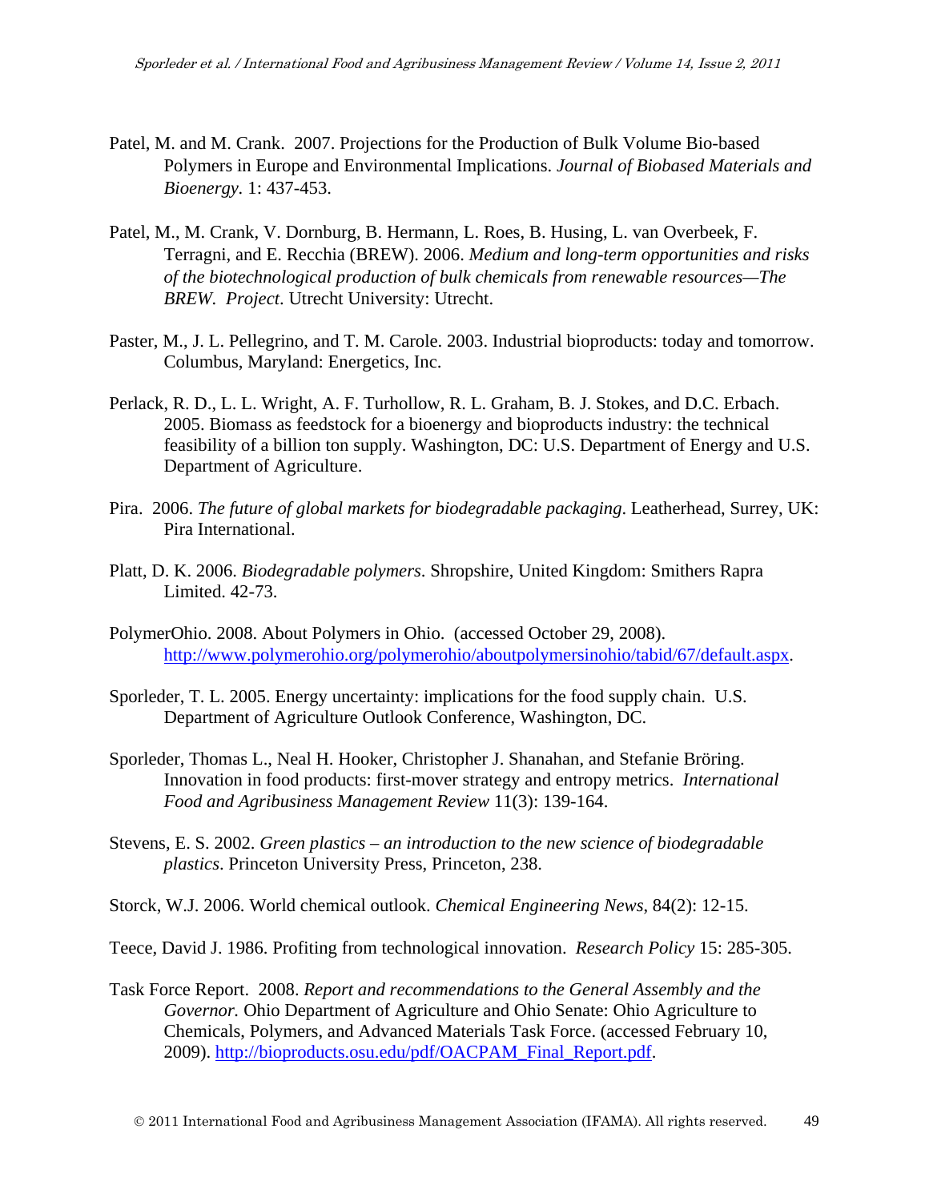Patel, M. and M. Crank. 2007. Projections for the Production of Bulk Volume Bio-based Polymers in Europe and Environmental Implications. *Journal of Biobased Materials and Bioenergy*. 1: 437-453.

Patel, M., M. Crank, V. Dornburg, B. Hermann, L. Roes, B. Husing, L. van Overbeek, F. Terragni, and E. Recchia (BREW). 2006. *Medium and long-term opportunities and risks of the biotechnological production of bulk chemicals from renewable resources—The BREW. Project*. Utrecht University: Utrecht.

Paster, M., J. L. Pellegrino, and T. M. Carole. 2003. Industrial bioproducts: today and tomorrow. Columbus, Maryland: Energetics, Inc.

Perlack, R. D., L. L. Wright, A. F. Turhollow, R. L. Graham, B. J. Stokes, and D.C. Erbach. 2005. Biomass as feedstock for a bioenergy and bioproducts industry: the technical feasibility of a billion ton supply. Washington, DC: U.S. Department of Energy and U.S. Department of Agriculture.

Pira. 2006. *The future of global markets for biodegradable packaging*. Leatherhead, Surrey, UK: Pira International.

Platt, D. K. 2006. *Biodegradable polymers*. Shropshire, United Kingdom: Smithers Rapra Limited. 42-73.

PolymerOhio. 2008. About Polymers in Ohio. (accessed October 29, 2008). http://www.polymerohio.org/polymerohio/aboutpolymersinohio/tabid/67/default.aspx.

Sporleder, T. L. 2005. Energy uncertainty: implications for the food supply chain. U.S. Department of Agriculture Outlook Conference, Washington, DC.

Sporleder, Thomas L., Neal H. Hooker, Christopher J. Shanahan, and Stefanie Bröring. Innovation in food products: first-mover strategy and entropy metrics. *International Food and Agribusiness Management Review* 11(3): 139-164.

Stevens, E. S. 2002. *Green plastics – an introduction to the new science of biodegradable plastics*. Princeton University Press, Princeton, 238.

Storck, W.J. 2006. World chemical outlook. *Chemical Engineering News*, 84(2): 12-15.

Teece, David J. 1986. Profiting from technological innovation. *Research Policy* 15: 285-305.

Task Force Report. 2008. *Report and recommendations to the General Assembly and the Governor.* Ohio Department of Agriculture and Ohio Senate: Ohio Agriculture to Chemicals, Polymers, and Advanced Materials Task Force. (accessed February 10, 2009). http://bioproducts.osu.edu/pdf/OACPAM_Final_Report.pdf.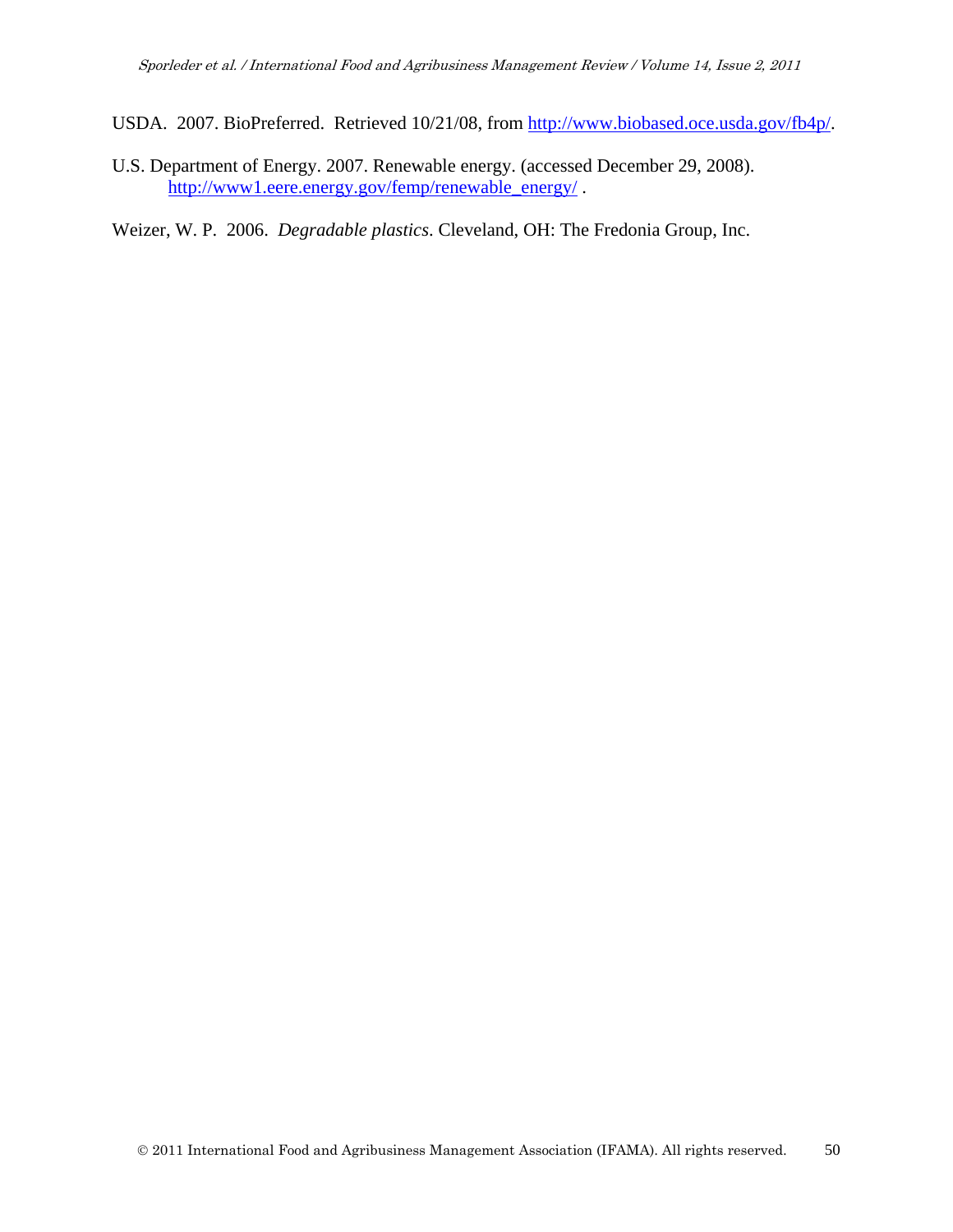USDA. 2007. BioPreferred. Retrieved 10/21/08, from http://www.biobased.oce.usda.gov/fb4p/.

U.S. Department of Energy. 2007. Renewable energy. (accessed December 29, 2008). http://www1.eere.energy.gov/femp/renewable_energy/ .

Weizer, W. P. 2006. *Degradable plastics*. Cleveland, OH: The Fredonia Group, Inc.